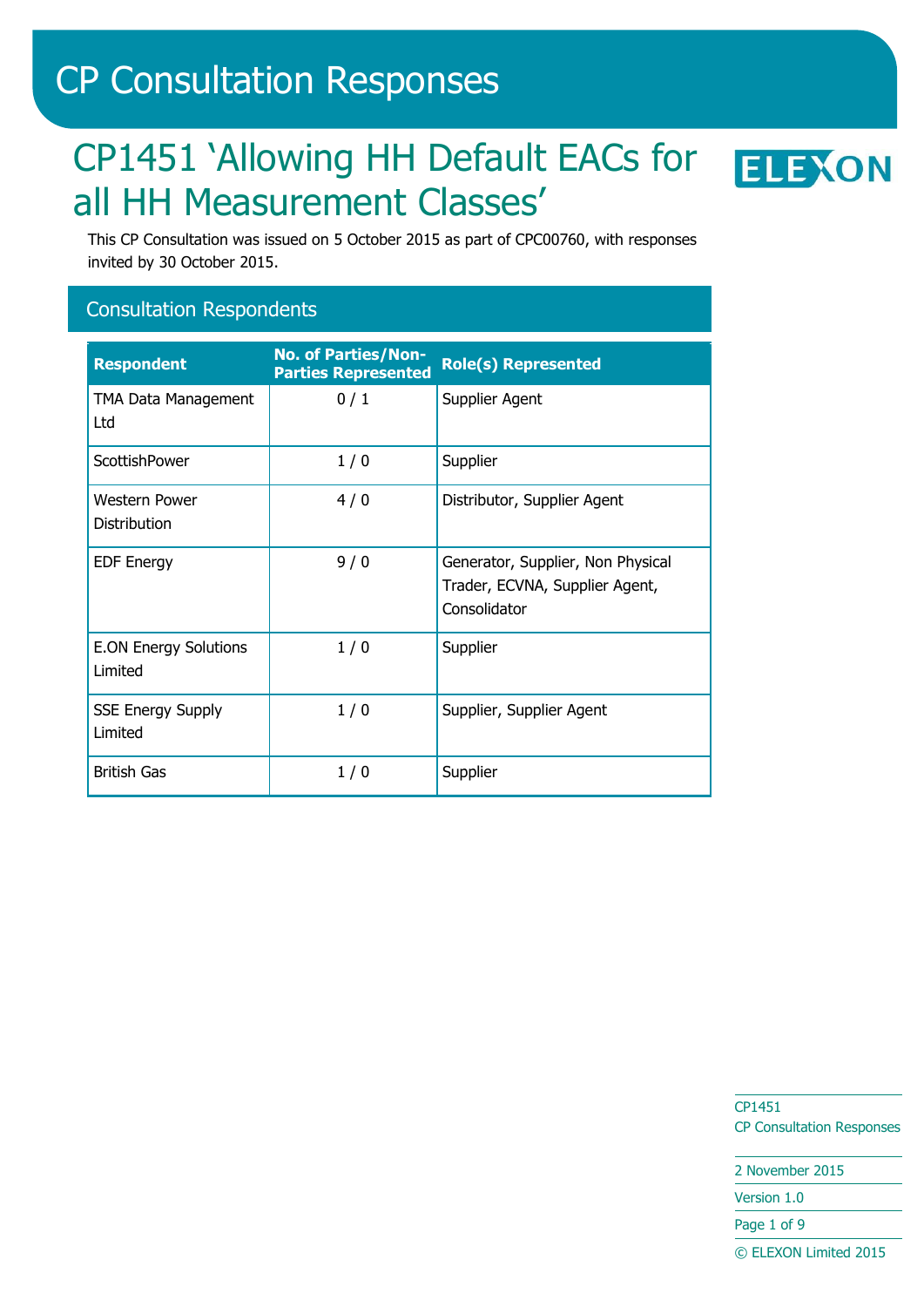# CP Consultation Responses

## CP1451 'Allowing HH Default EACs for all HH Measurement Classes'

This CP Consultation was issued on 5 October 2015 as part of CPC00760, with responses invited by 30 October 2015.

### Consultation Respondents

| Respondent | No. of Parties/Non-Parties Represented | Role(s) Represented |
|---|---|---|
| TMA Data Management Ltd | 0 / 1 | Supplier Agent |
| ScottishPower | 1 / 0 | Supplier |
| Western Power Distribution | 4 / 0 | Distributor, Supplier Agent |
| EDF Energy | 9 / 0 | Generator, Supplier, Non Physical Trader, ECVNA, Supplier Agent, Consolidator |
| E.ON Energy Solutions Limited | 1 / 0 | Supplier |
| SSE Energy Supply Limited | 1 / 0 | Supplier, Supplier Agent |
| British Gas | 1 / 0 | Supplier |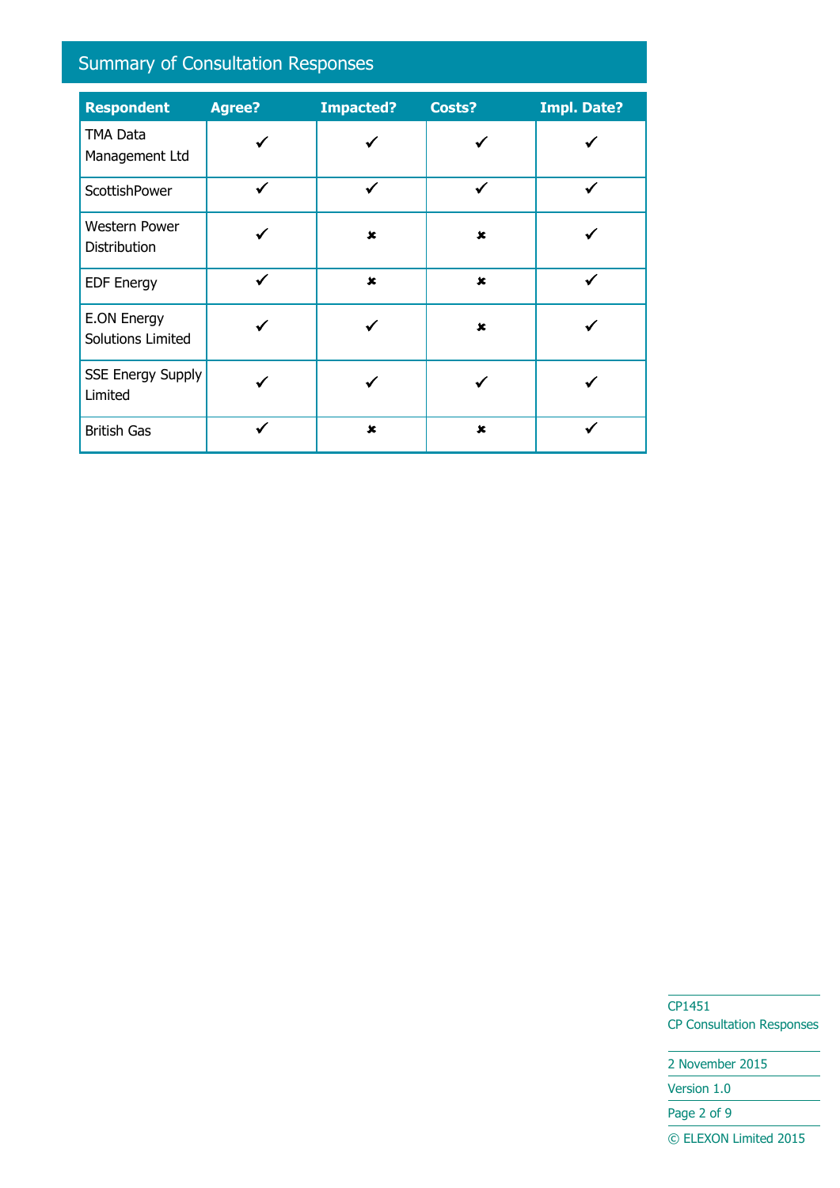## Summary of Consultation Responses

| Respondent | Agree? | Impacted? | Costs? | Impl. Date? |
|---|---|---|---|---|
| TMA Data Management Ltd | ✔ | ✔ | ✔ | ✔ |
| ScottishPower | ✔ | ✔ | ✔ | ✔ |
| Western Power Distribution | ✔ | ✖ | ✖ | ✔ |
| EDF Energy | ✔ | ✖ | ✖ | ✔ |
| E.ON Energy Solutions Limited | ✔ | ✔ | ✖ | ✔ |
| SSE Energy Supply Limited | ✔ | ✔ | ✔ | ✔ |
| British Gas | ✔ | ✖ | ✖ | ✔ |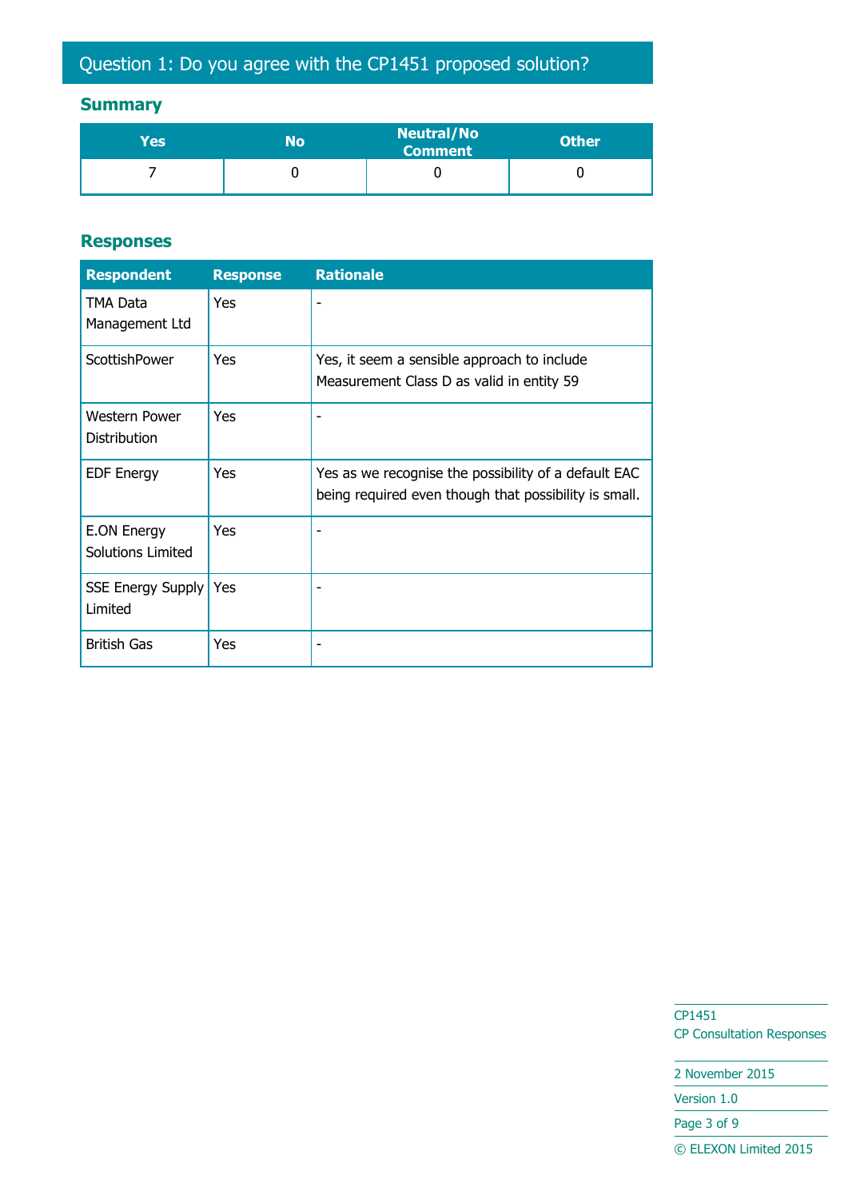## Question 1: Do you agree with the CP1451 proposed solution?

### Summary

| Yes | No | Neutral/No Comment | Other |
|---|---|---|---|
| 7 | 0 | 0 | 0 |

### Responses

| Respondent | Response | Rationale |
|---|---|---|
| TMA Data Management Ltd | Yes | - |
| ScottishPower | Yes | Yes, it seem a sensible approach to include Measurement Class D as valid in entity 59 |
| Western Power Distribution | Yes | - |
| EDF Energy | Yes | Yes as we recognise the possibility of a default EAC being required even though that possibility is small. |
| E.ON Energy Solutions Limited | Yes | - |
| SSE Energy Supply Limited | Yes | - |
| British Gas | Yes | - |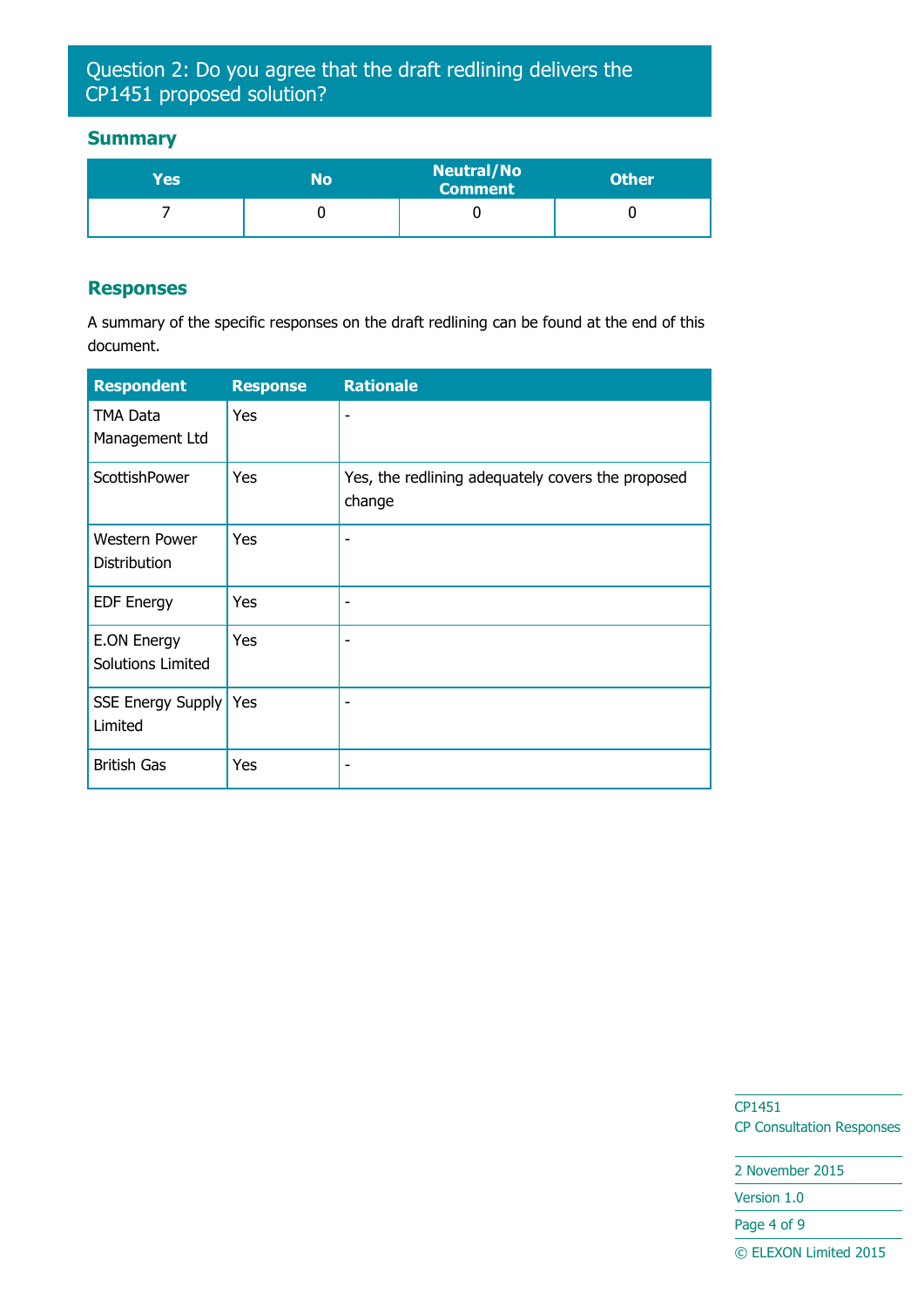## Question 2: Do you agree that the draft redlining delivers the CP1451 proposed solution?

### Summary

| Yes | No | Neutral/No Comment | Other |
|---|---|---|---|
| 7 | 0 | 0 | 0 |

### Responses

A summary of the specific responses on the draft redlining can be found at the end of this document.

| Respondent | Response | Rationale |
|---|---|---|
| TMA Data Management Ltd | Yes | - |
| ScottishPower | Yes | Yes, the redlining adequately covers the proposed change |
| Western Power Distribution | Yes | - |
| EDF Energy | Yes | - |
| E.ON Energy Solutions Limited | Yes | - |
| SSE Energy Supply Limited | Yes | - |
| British Gas | Yes | - |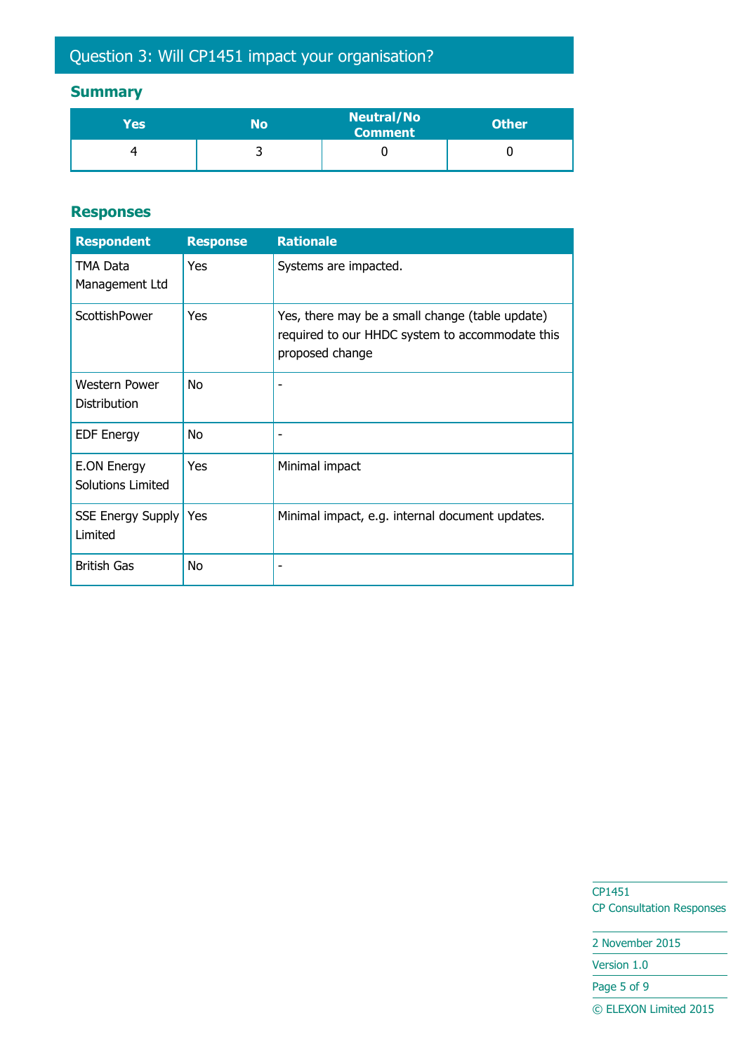## Question 3: Will CP1451 impact your organisation?

### Summary

| Yes | No | Neutral/No Comment | Other |
|---|---|---|---|
| 4 | 3 | 0 | 0 |

### Responses

| Respondent | Response | Rationale |
|---|---|---|
| TMA Data Management Ltd | Yes | Systems are impacted. |
| ScottishPower | Yes | Yes, there may be a small change (table update) required to our HHDC system to accommodate this proposed change |
| Western Power Distribution | No | - |
| EDF Energy | No | - |
| E.ON Energy Solutions Limited | Yes | Minimal impact |
| SSE Energy Supply Limited | Yes | Minimal impact, e.g. internal document updates. |
| British Gas | No | - |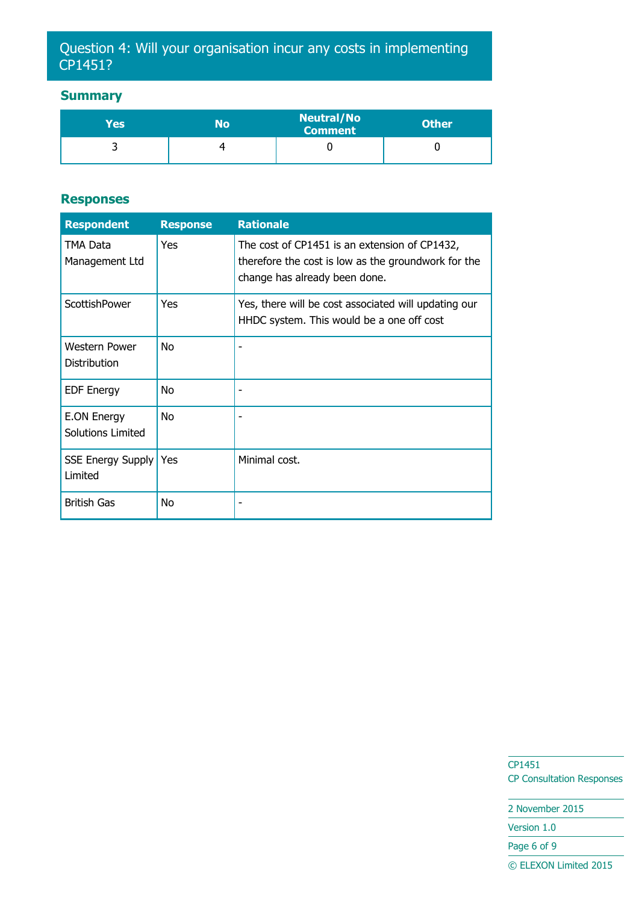## Question 4: Will your organisation incur any costs in implementing CP1451?

### Summary

| Yes | No | Neutral/No Comment | Other |
|---|---|---|---|
| 3 | 4 | 0 | 0 |

### Responses

| Respondent | Response | Rationale |
|---|---|---|
| TMA Data Management Ltd | Yes | The cost of CP1451 is an extension of CP1432, therefore the cost is low as the groundwork for the change has already been done. |
| ScottishPower | Yes | Yes, there will be cost associated will updating our HHDC system. This would be a one off cost |
| Western Power Distribution | No | - |
| EDF Energy | No | - |
| E.ON Energy Solutions Limited | No | - |
| SSE Energy Supply Limited | Yes | Minimal cost. |
| British Gas | No | - |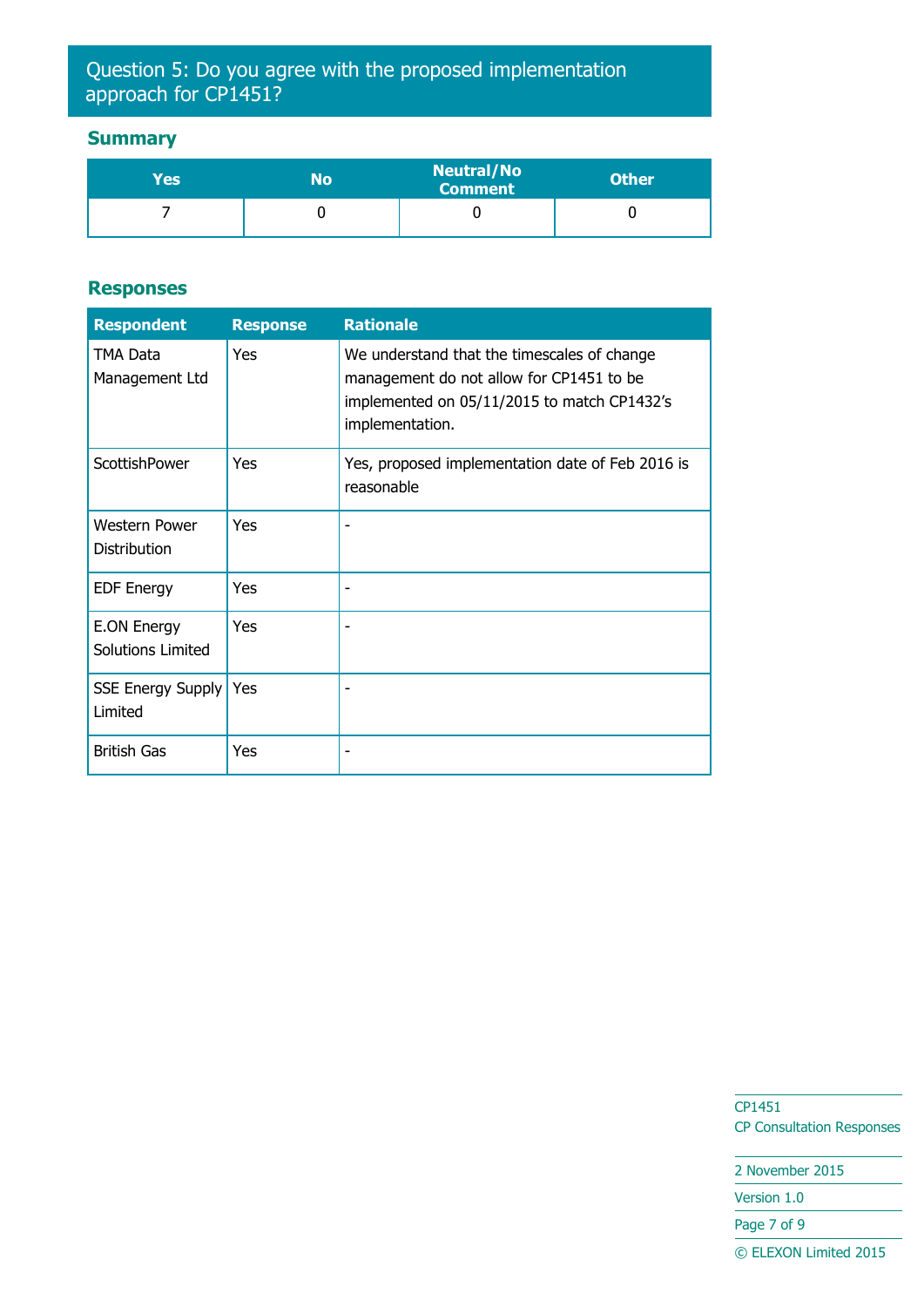## Question 5: Do you agree with the proposed implementation approach for CP1451?

### Summary

| Yes | No | Neutral/No Comment | Other |
|---|---|---|---|
| 7 | 0 | 0 | 0 |

### Responses

| Respondent | Response | Rationale |
|---|---|---|
| TMA Data Management Ltd | Yes | We understand that the timescales of change management do not allow for CP1451 to be implemented on 05/11/2015 to match CP1432's implementation. |
| ScottishPower | Yes | Yes, proposed implementation date of Feb 2016 is reasonable |
| Western Power Distribution | Yes | - |
| EDF Energy | Yes | - |
| E.ON Energy Solutions Limited | Yes | - |
| SSE Energy Supply Limited | Yes | - |
| British Gas | Yes | - |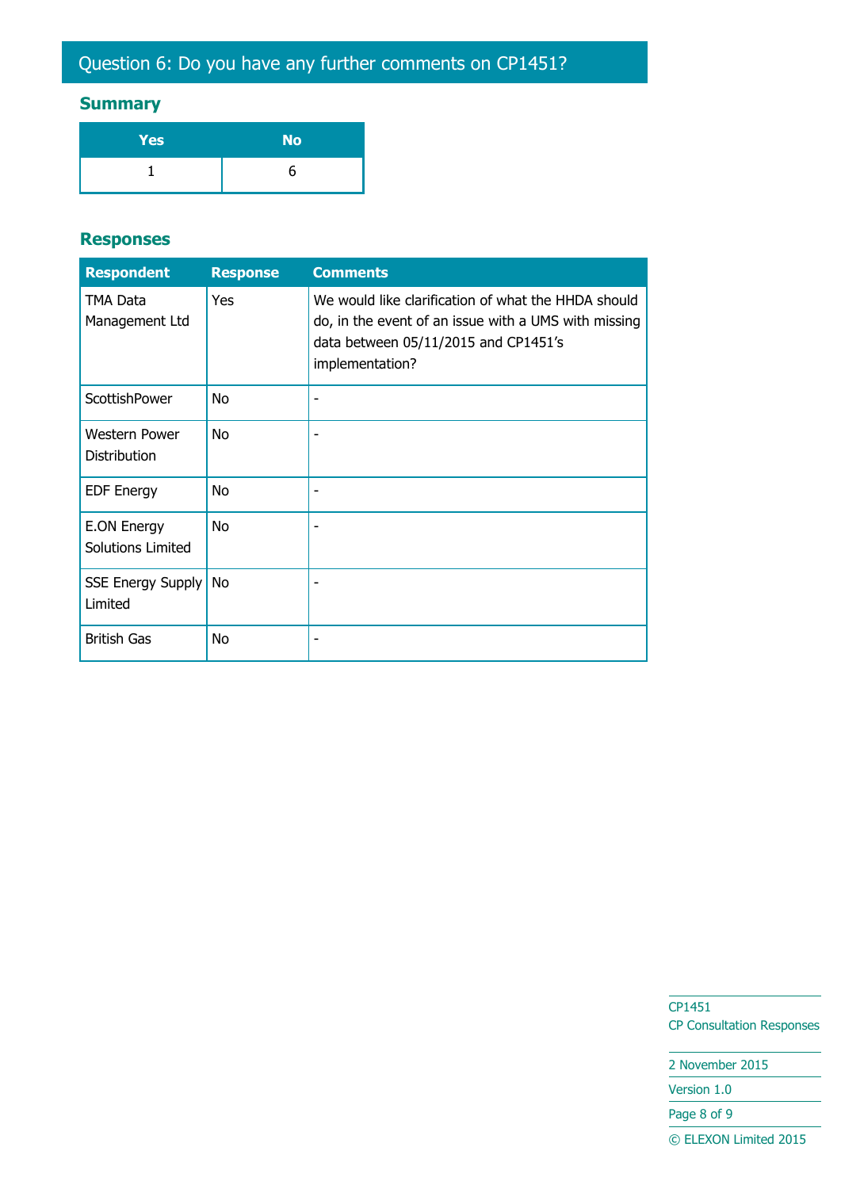## Question 6: Do you have any further comments on CP1451?

### Summary

| Yes | No |
|---|---|
| 1 | 6 |

### Responses

| Respondent | Response | Comments |
|---|---|---|
| TMA Data Management Ltd | Yes | We would like clarification of what the HHDA should do, in the event of an issue with a UMS with missing data between 05/11/2015 and CP1451's implementation? |
| ScottishPower | No | - |
| Western Power Distribution | No | - |
| EDF Energy | No | - |
| E.ON Energy Solutions Limited | No | - |
| SSE Energy Supply Limited | No | - |
| British Gas | No | - |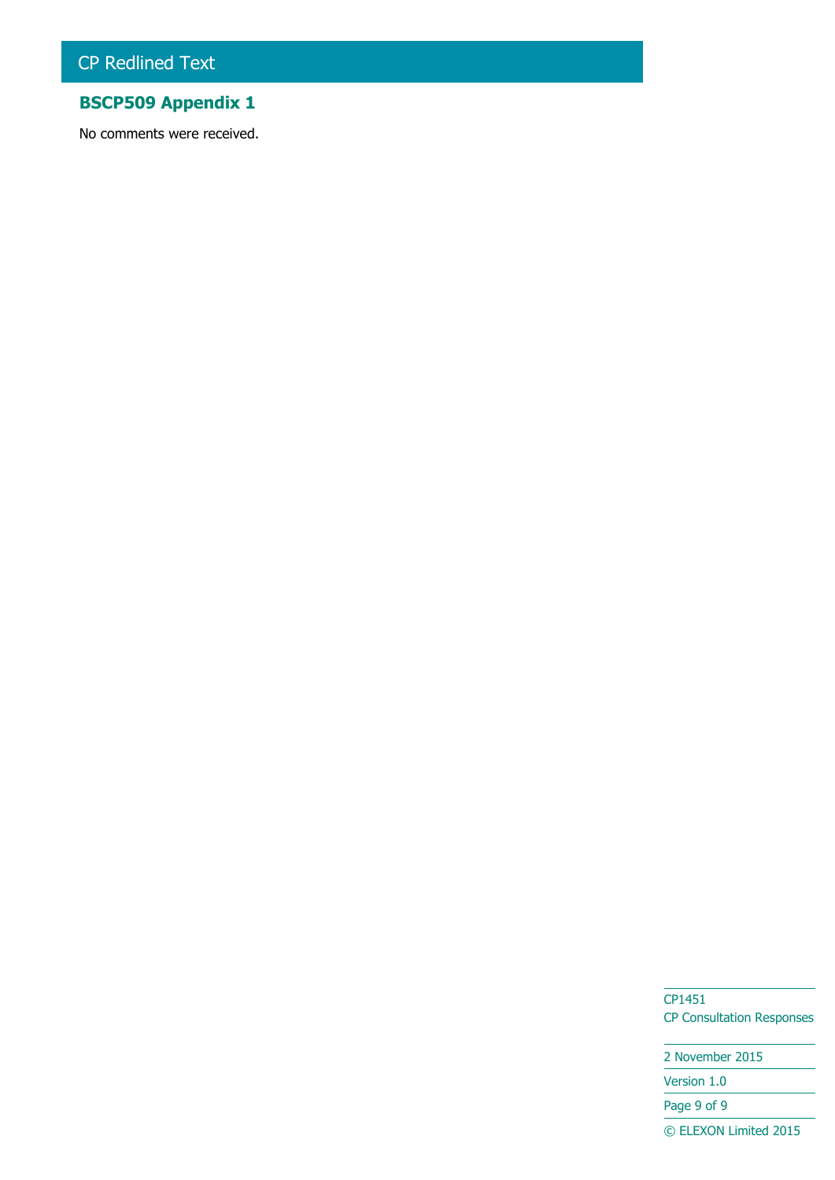# CP Redlined Text

## BSCP509 Appendix 1

No comments were received.